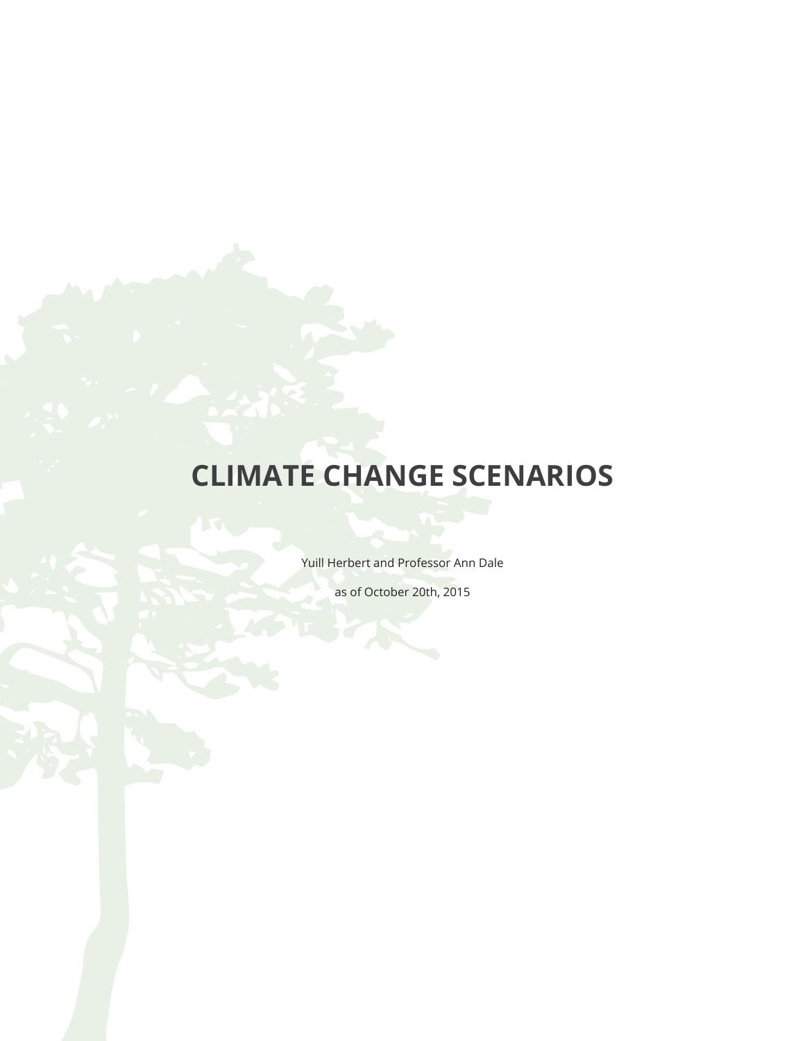# CLIMATE CHANGE SCENARIOS

Yuill Herbert and Professor Ann Dale

as of October 20th, 2015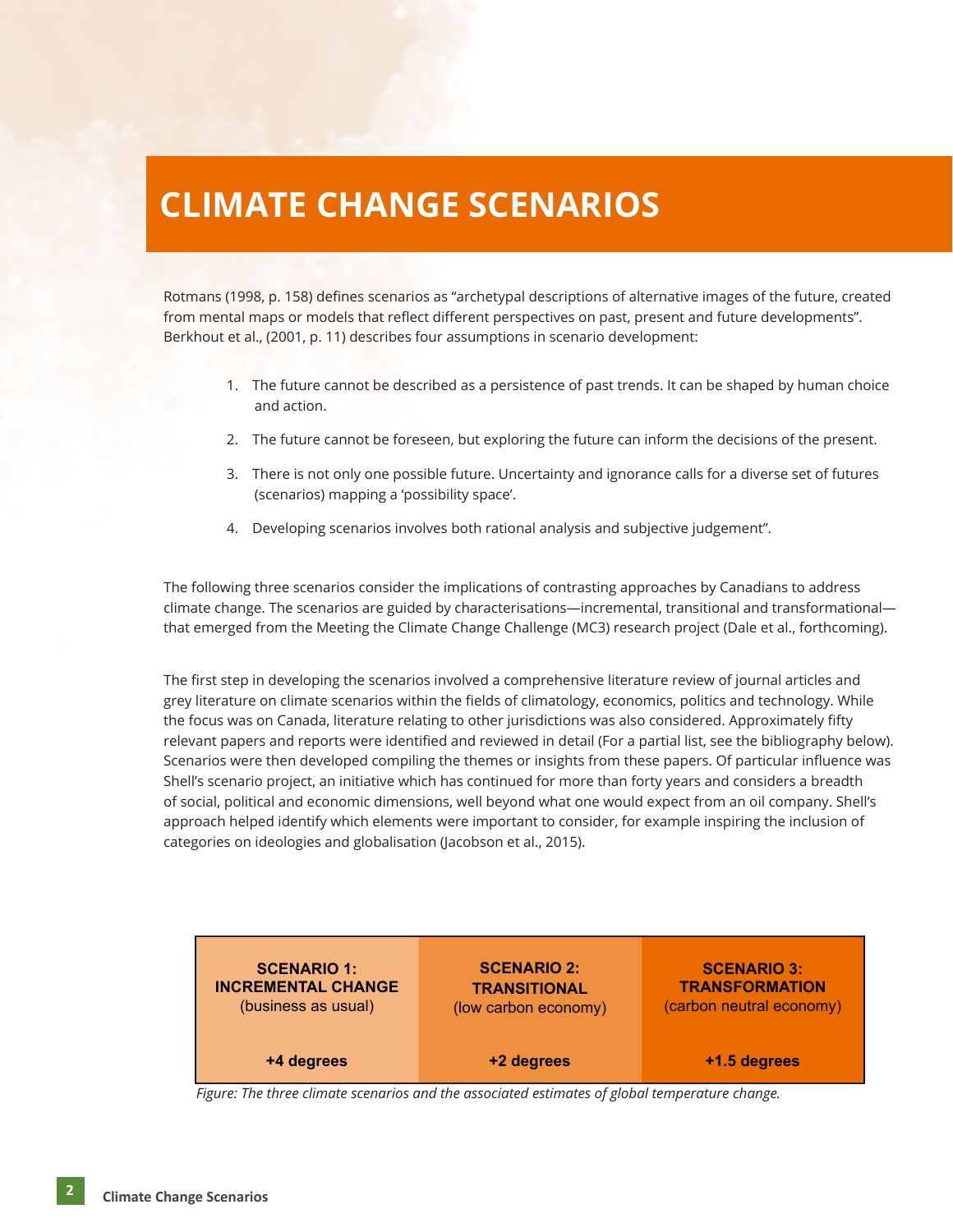# CLIMATE CHANGE SCENARIOS

Rotmans (1998, p. 158) defines scenarios as "archetypal descriptions of alternative images of the future, created from mental maps or models that reflect different perspectives on past, present and future developments". Berkhout et al., (2001, p. 11) describes four assumptions in scenario development:

1. The future cannot be described as a persistence of past trends. It can be shaped by human choice and action.
2. The future cannot be foreseen, but exploring the future can inform the decisions of the present.
3. There is not only one possible future. Uncertainty and ignorance calls for a diverse set of futures (scenarios) mapping a 'possibility space'.
4. Developing scenarios involves both rational analysis and subjective judgement".

The following three scenarios consider the implications of contrasting approaches by Canadians to address climate change. The scenarios are guided by characterisations—incremental, transitional and transformational—that emerged from the Meeting the Climate Change Challenge (MC3) research project (Dale et al., forthcoming).

The first step in developing the scenarios involved a comprehensive literature review of journal articles and grey literature on climate scenarios within the fields of climatology, economics, politics and technology. While the focus was on Canada, literature relating to other jurisdictions was also considered. Approximately fifty relevant papers and reports were identified and reviewed in detail (For a partial list, see the bibliography below). Scenarios were then developed compiling the themes or insights from these papers. Of particular influence was Shell's scenario project, an initiative which has continued for more than forty years and considers a breadth of social, political and economic dimensions, well beyond what one would expect from an oil company. Shell's approach helped identify which elements were important to consider, for example inspiring the inclusion of categories on ideologies and globalisation (Jacobson et al., 2015).

| **SCENARIO 1: INCREMENTAL CHANGE** (business as usual) | **SCENARIO 2: TRANSITIONAL** (low carbon economy) | **SCENARIO 3: TRANSFORMATION** (carbon neutral economy) |
|---|---|---|
| **+4 degrees** | **+2 degrees** | **+1.5 degrees** |

*Figure: The three climate scenarios and the associated estimates of global temperature change.*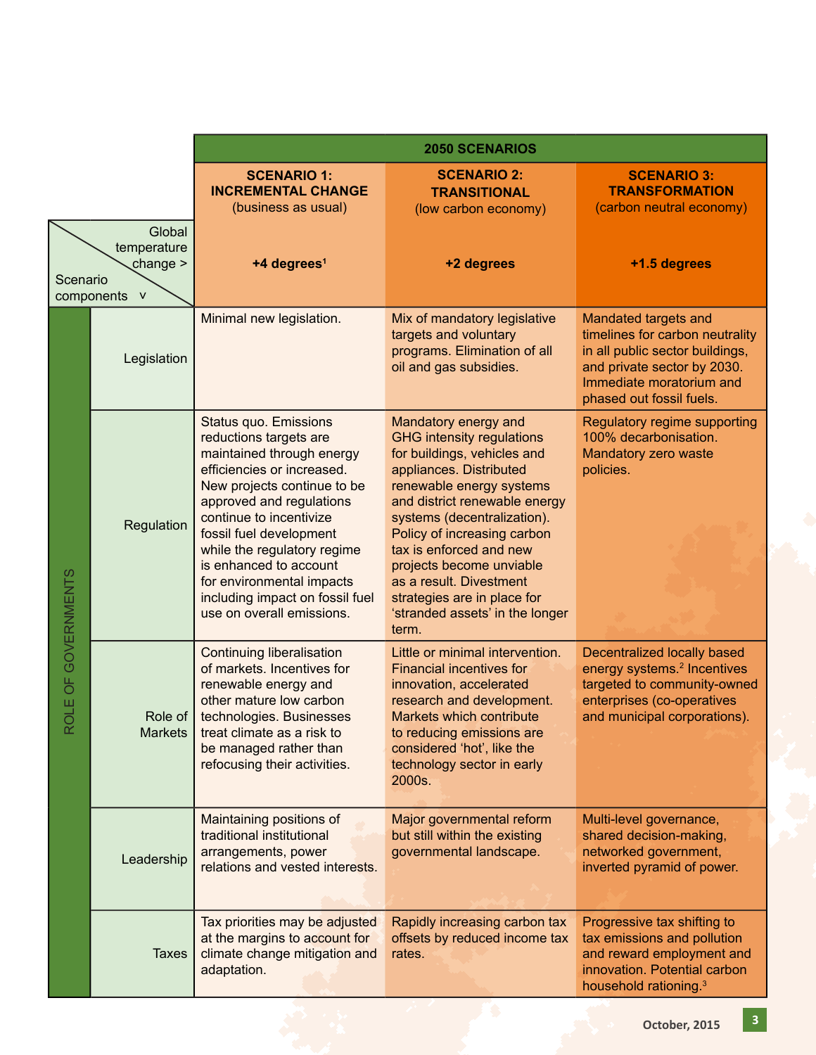| ROLE OF GOVERNMENTS | Scenario components v / Global temperature change > | SCENARIO 1: INCREMENTAL CHANGE (business as usual) +4 degrees[1] | SCENARIO 2: TRANSITIONAL (low carbon economy) +2 degrees | SCENARIO 3: TRANSFORMATION (carbon neutral economy) +1.5 degrees |
|---|---|---|---|---|
| | Legislation | Minimal new legislation. | Mix of mandatory legislative targets and voluntary programs. Elimination of all oil and gas subsidies. | Mandated targets and timelines for carbon neutrality in all public sector buildings, and private sector by 2030. Immediate moratorium and phased out fossil fuels. |
| | Regulation | Status quo. Emissions reductions targets are maintained through energy efficiencies or increased. New projects continue to be approved and regulations continue to incentivize fossil fuel development while the regulatory regime is enhanced to account for environmental impacts including impact on fossil fuel use on overall emissions. | Mandatory energy and GHG intensity regulations for buildings, vehicles and appliances. Distributed renewable energy systems and district renewable energy systems (decentralization). Policy of increasing carbon tax is enforced and new projects become unviable as a result. Divestment strategies are in place for 'stranded assets' in the longer term. | Regulatory regime supporting 100% decarbonisation. Mandatory zero waste policies. |
| | Role of Markets | Continuing liberalisation of markets. Incentives for renewable energy and other mature low carbon technologies. Businesses treat climate as a risk to be managed rather than refocusing their activities. | Little or minimal intervention. Financial incentives for innovation, accelerated research and development. Markets which contribute to reducing emissions are considered 'hot', like the technology sector in early 2000s. | Decentralized locally based energy systems.[2] Incentives targeted to community-owned enterprises (co-operatives and municipal corporations). |
| | Leadership | Maintaining positions of traditional institutional arrangements, power relations and vested interests. | Major governmental reform but still within the existing governmental landscape. | Multi-level governance, shared decision-making, networked government, inverted pyramid of power. |
| | Taxes | Tax priorities may be adjusted at the margins to account for climate change mitigation and adaptation. | Rapidly increasing carbon tax offsets by reduced income tax rates. | Progressive tax shifting to tax emissions and pollution and reward employment and innovation. Potential carbon household rationing.[3] |

October, 2015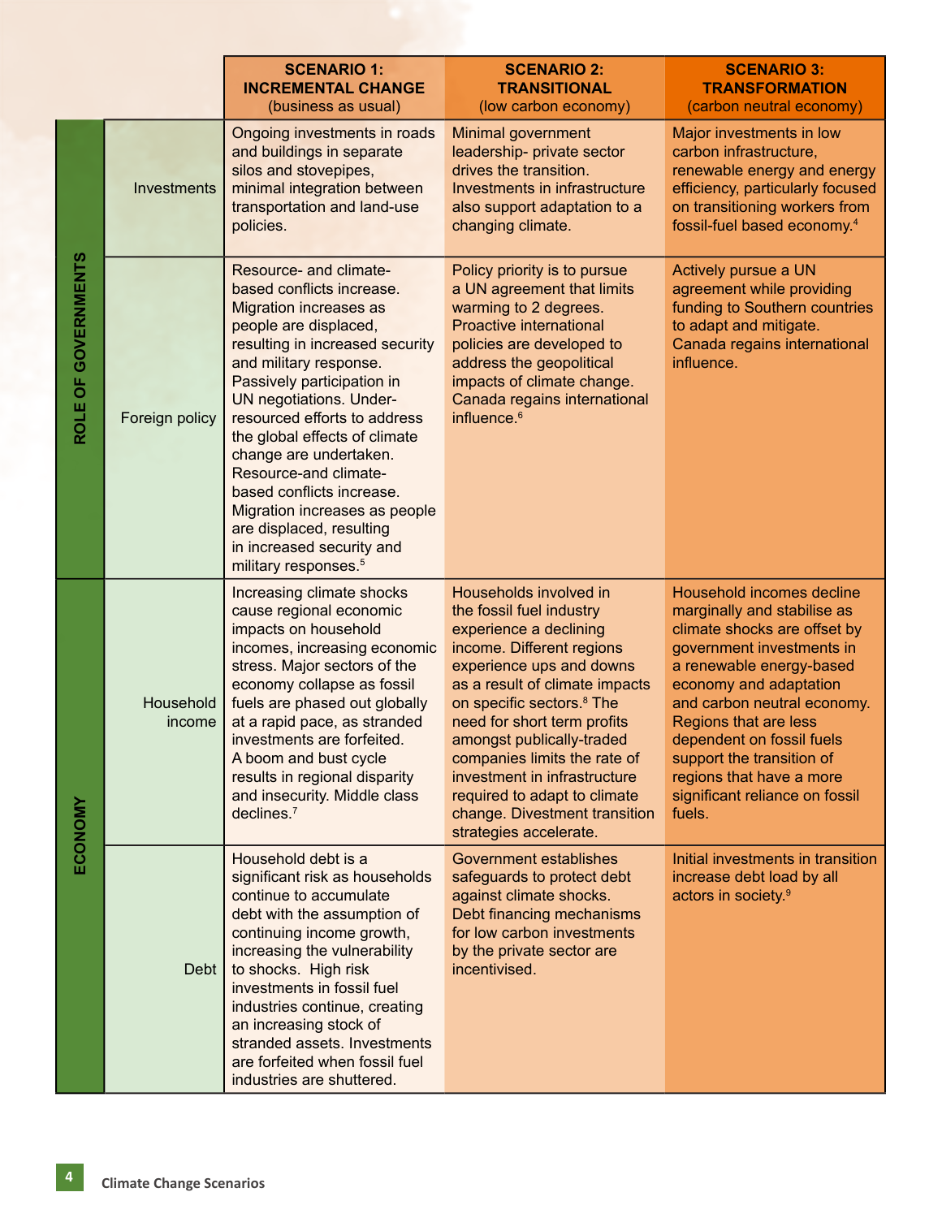| | | SCENARIO 1: INCREMENTAL CHANGE (business as usual) | SCENARIO 2: TRANSITIONAL (low carbon economy) | SCENARIO 3: TRANSFORMATION (carbon neutral economy) |
|---|---|---|---|---|
| ROLE OF GOVERNMENTS | Investments | Ongoing investments in roads and buildings in separate silos and stovepipes, minimal integration between transportation and land-use policies. | Minimal government leadership- private sector drives the transition. Investments in infrastructure also support adaptation to a changing climate. | Major investments in low carbon infrastructure, renewable energy and energy efficiency, particularly focused on transitioning workers from fossil-fuel based economy.[4] |
| | Foreign policy | Resource- and climate-based conflicts increase. Migration increases as people are displaced, resulting in increased security and military response. Passively participation in UN negotiations. Under-resourced efforts to address the global effects of climate change are undertaken. Resource-and climate-based conflicts increase. Migration increases as people are displaced, resulting in increased security and military responses.[5] | Policy priority is to pursue a UN agreement that limits warming to 2 degrees. Proactive international policies are developed to address the geopolitical impacts of climate change. Canada regains international influence.[6] | Actively pursue a UN agreement while providing funding to Southern countries to adapt and mitigate. Canada regains international influence. |
| ECONOMY | Household income | Increasing climate shocks cause regional economic impacts on household incomes, increasing economic stress. Major sectors of the economy collapse as fossil fuels are phased out globally at a rapid pace, as stranded investments are forfeited. A boom and bust cycle results in regional disparity and insecurity. Middle class declines.[7] | Households involved in the fossil fuel industry experience a declining income. Different regions experience ups and downs as a result of climate impacts on specific sectors.[8] The need for short term profits amongst publically-traded companies limits the rate of investment in infrastructure required to adapt to climate change. Divestment transition strategies accelerate. | Household incomes decline marginally and stabilise as climate shocks are offset by government investments in a renewable energy-based economy and adaptation and carbon neutral economy. Regions that are less dependent on fossil fuels support the transition of regions that have a more significant reliance on fossil fuels. |
| | Debt | Household debt is a significant risk as households continue to accumulate debt with the assumption of continuing income growth, increasing the vulnerability to shocks. High risk investments in fossil fuel industries continue, creating an increasing stock of stranded assets. Investments are forfeited when fossil fuel industries are shuttered. | Government establishes safeguards to protect debt against climate shocks. Debt financing mechanisms for low carbon investments by the private sector are incentivised. | Initial investments in transition increase debt load by all actors in society.[9] |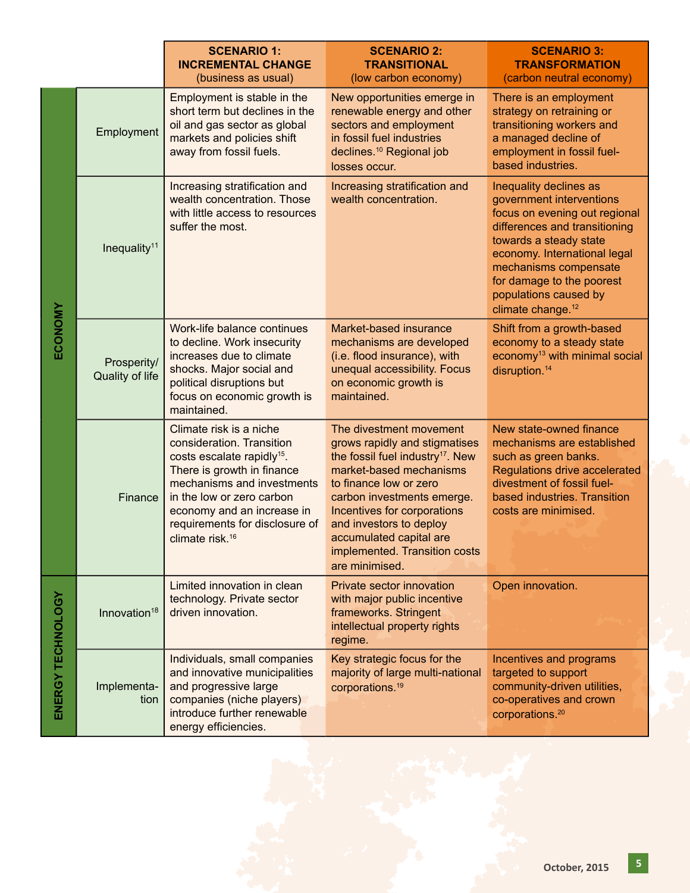| | | **SCENARIO 1: INCREMENTAL CHANGE** (business as usual) | **SCENARIO 2: TRANSITIONAL** (low carbon economy) | **SCENARIO 3: TRANSFORMATION** (carbon neutral economy) |
|---|---|---|---|---|
| **ECONOMY** | Employment | Employment is stable in the short term but declines in the oil and gas sector as global markets and policies shift away from fossil fuels. | New opportunities emerge in renewable energy and other sectors and employment in fossil fuel industries declines.[10] Regional job losses occur. | There is an employment strategy on retraining or transitioning workers and a managed decline of employment in fossil fuel-based industries. |
| | Inequality[11] | Increasing stratification and wealth concentration. Those with little access to resources suffer the most. | Increasing stratification and wealth concentration. | Inequality declines as government interventions focus on evening out regional differences and transitioning towards a steady state economy. International legal mechanisms compensate for damage to the poorest populations caused by climate change.[12] |
| | Prosperity/ Quality of life | Work-life balance continues to decline. Work insecurity increases due to climate shocks. Major social and political disruptions but focus on economic growth is maintained. | Market-based insurance mechanisms are developed (i.e. flood insurance), with unequal accessibility. Focus on economic growth is maintained. | Shift from a growth-based economy to a steady state economy[13] with minimal social disruption.[14] |
| | Finance | Climate risk is a niche consideration. Transition costs escalate rapidly[15]. There is growth in finance mechanisms and investments in the low or zero carbon economy and an increase in requirements for disclosure of climate risk.[16] | The divestment movement grows rapidly and stigmatises the fossil fuel industry[17]. New market-based mechanisms to finance low or zero carbon investments emerge. Incentives for corporations and investors to deploy accumulated capital are implemented. Transition costs are minimised. | New state-owned finance mechanisms are established such as green banks. Regulations drive accelerated divestment of fossil fuel-based industries. Transition costs are minimised. |
| **ENERGY TECHNOLOGY** | Innovation[18] | Limited innovation in clean technology. Private sector driven innovation. | Private sector innovation with major public incentive frameworks. Stringent intellectual property rights regime. | Open innovation. |
| | Implementation | Individuals, small companies and innovative municipalities and progressive large companies (niche players) introduce further renewable energy efficiencies. | Key strategic focus for the majority of large multi-national corporations.[19] | Incentives and programs targeted to support community-driven utilities, co-operatives and crown corporations.[20] |

October, 2015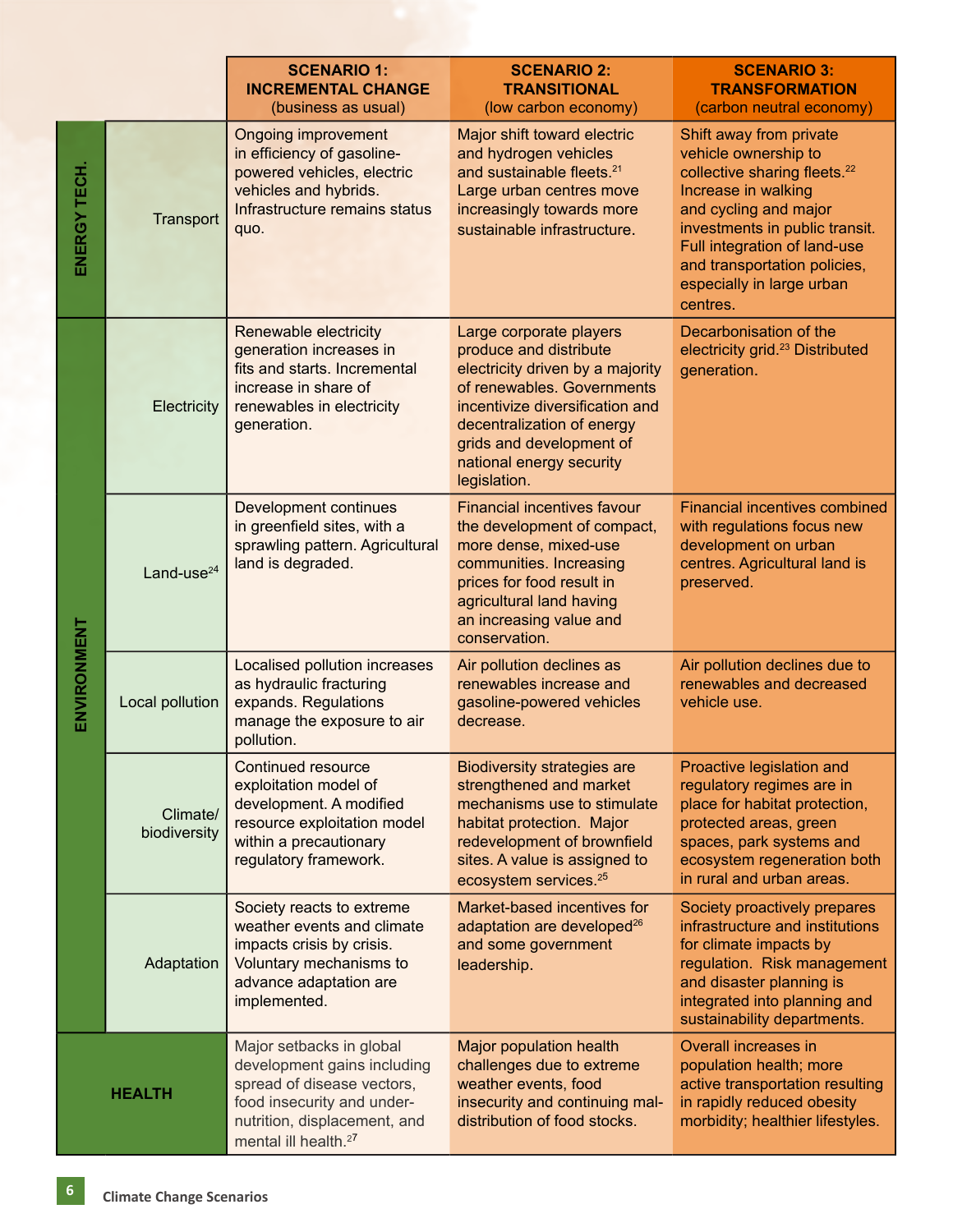| | | SCENARIO 1: INCREMENTAL CHANGE (business as usual) | SCENARIO 2: TRANSITIONAL (low carbon economy) | SCENARIO 3: TRANSFORMATION (carbon neutral economy) |
|---|---|---|---|---|
| ENERGY TECH. | Transport | Ongoing improvement in efficiency of gasoline-powered vehicles, electric vehicles and hybrids. Infrastructure remains status quo. | Major shift toward electric and hydrogen vehicles and sustainable fleets.[21] Large urban centres move increasingly towards more sustainable infrastructure. | Shift away from private vehicle ownership to collective sharing fleets.[22] Increase in walking and cycling and major investments in public transit. Full integration of land-use and transportation policies, especially in large urban centres. |
| ENVIRONMENT | Electricity | Renewable electricity generation increases in fits and starts. Incremental increase in share of renewables in electricity generation. | Large corporate players produce and distribute electricity driven by a majority of renewables. Governments incentivize diversification and decentralization of energy grids and development of national energy security legislation. | Decarbonisation of the electricity grid.[23] Distributed generation. |
| | Land-use[24] | Development continues in greenfield sites, with a sprawling pattern. Agricultural land is degraded. | Financial incentives favour the development of compact, more dense, mixed-use communities. Increasing prices for food result in agricultural land having an increasing value and conservation. | Financial incentives combined with regulations focus new development on urban centres. Agricultural land is preserved. |
| | Local pollution | Localised pollution increases as hydraulic fracturing expands. Regulations manage the exposure to air pollution. | Air pollution declines as renewables increase and gasoline-powered vehicles decrease. | Air pollution declines due to renewables and decreased vehicle use. |
| | Climate/ biodiversity | Continued resource exploitation model of development. A modified resource exploitation model within a precautionary regulatory framework. | Biodiversity strategies are strengthened and market mechanisms use to stimulate habitat protection. Major redevelopment of brownfield sites. A value is assigned to ecosystem services.[25] | Proactive legislation and regulatory regimes are in place for habitat protection, protected areas, green spaces, park systems and ecosystem regeneration both in rural and urban areas. |
| | Adaptation | Society reacts to extreme weather events and climate impacts crisis by crisis. Voluntary mechanisms to advance adaptation are implemented. | Market-based incentives for adaptation are developed[26] and some government leadership. | Society proactively prepares infrastructure and institutions for climate impacts by regulation. Risk management and disaster planning is integrated into planning and sustainability departments. |
| HEALTH | | Major setbacks in global development gains including spread of disease vectors, food insecurity and under-nutrition, displacement, and mental ill health.[27] | Major population health challenges due to extreme weather events, food insecurity and continuing mal-distribution of food stocks. | Overall increases in population health; more active transportation resulting in rapidly reduced obesity morbidity; healthier lifestyles. |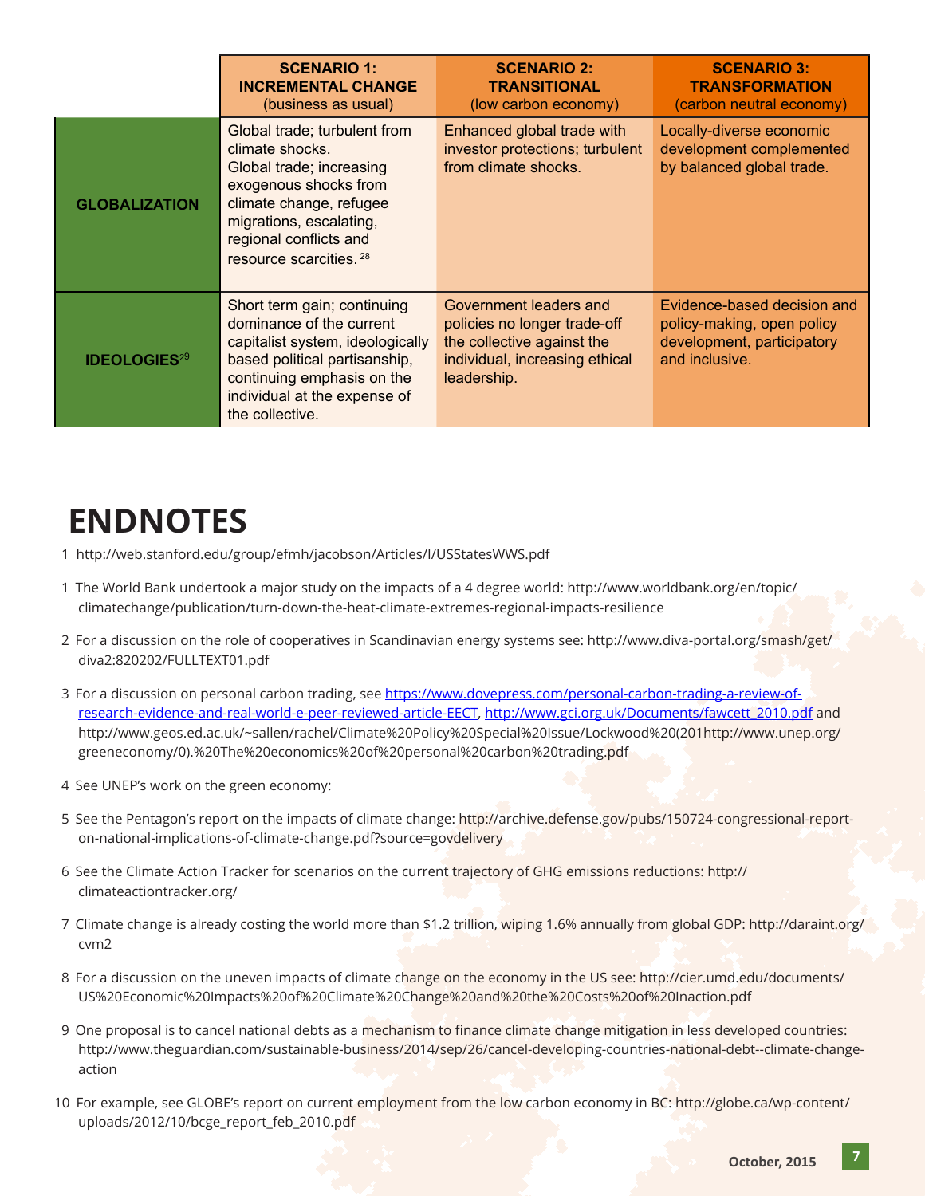| | SCENARIO 1: INCREMENTAL CHANGE (business as usual) | SCENARIO 2: TRANSITIONAL (low carbon economy) | SCENARIO 3: TRANSFORMATION (carbon neutral economy) |
|---|---|---|---|
| **GLOBALIZATION** | Global trade; turbulent from climate shocks. Global trade; increasing exogenous shocks from climate change, refugee migrations, escalating, regional conflicts and resource scarcities. [28] | Enhanced global trade with investor protections; turbulent from climate shocks. | Locally-diverse economic development complemented by balanced global trade. |
| **IDEOLOGIES**[29] | Short term gain; continuing dominance of the current capitalist system, ideologically based political partisanship, continuing emphasis on the individual at the expense of the collective. | Government leaders and policies no longer trade-off the collective against the individual, increasing ethical leadership. | Evidence-based decision and policy-making, open policy development, participatory and inclusive. |

# ENDNOTES

1 http://web.stanford.edu/group/efmh/jacobson/Articles/I/USStatesWWS.pdf

1 The World Bank undertook a major study on the impacts of a 4 degree world: http://www.worldbank.org/en/topic/climatechange/publication/turn-down-the-heat-climate-extremes-regional-impacts-resilience

2 For a discussion on the role of cooperatives in Scandinavian energy systems see: http://www.diva-portal.org/smash/get/diva2:820202/FULLTEXT01.pdf

3 For a discussion on personal carbon trading, see https://www.dovepress.com/personal-carbon-trading-a-review-of-research-evidence-and-real-world-e-peer-reviewed-article-EECT, http://www.gci.org.uk/Documents/fawcett_2010.pdf and http://www.geos.ed.ac.uk/~sallen/rachel/Climate%20Policy%20Special%20Issue/Lockwood%20(201http://www.unep.org/greeneconomy/0).%20The%20economics%20of%20personal%20carbon%20trading.pdf

4 See UNEP's work on the green economy:

5 See the Pentagon's report on the impacts of climate change: http://archive.defense.gov/pubs/150724-congressional-report-on-national-implications-of-climate-change.pdf?source=govdelivery

6 See the Climate Action Tracker for scenarios on the current trajectory of GHG emissions reductions: http://climateactiontracker.org/

7 Climate change is already costing the world more than $1.2 trillion, wiping 1.6% annually from global GDP: http://daraint.org/cvm2

8 For a discussion on the uneven impacts of climate change on the economy in the US see: http://cier.umd.edu/documents/US%20Economic%20Impacts%20of%20Climate%20Change%20and%20the%20Costs%20of%20Inaction.pdf

9 One proposal is to cancel national debts as a mechanism to finance climate change mitigation in less developed countries: http://www.theguardian.com/sustainable-business/2014/sep/26/cancel-developing-countries-national-debt--climate-change-action

10 For example, see GLOBE's report on current employment from the low carbon economy in BC: http://globe.ca/wp-content/uploads/2012/10/bcge_report_feb_2010.pdf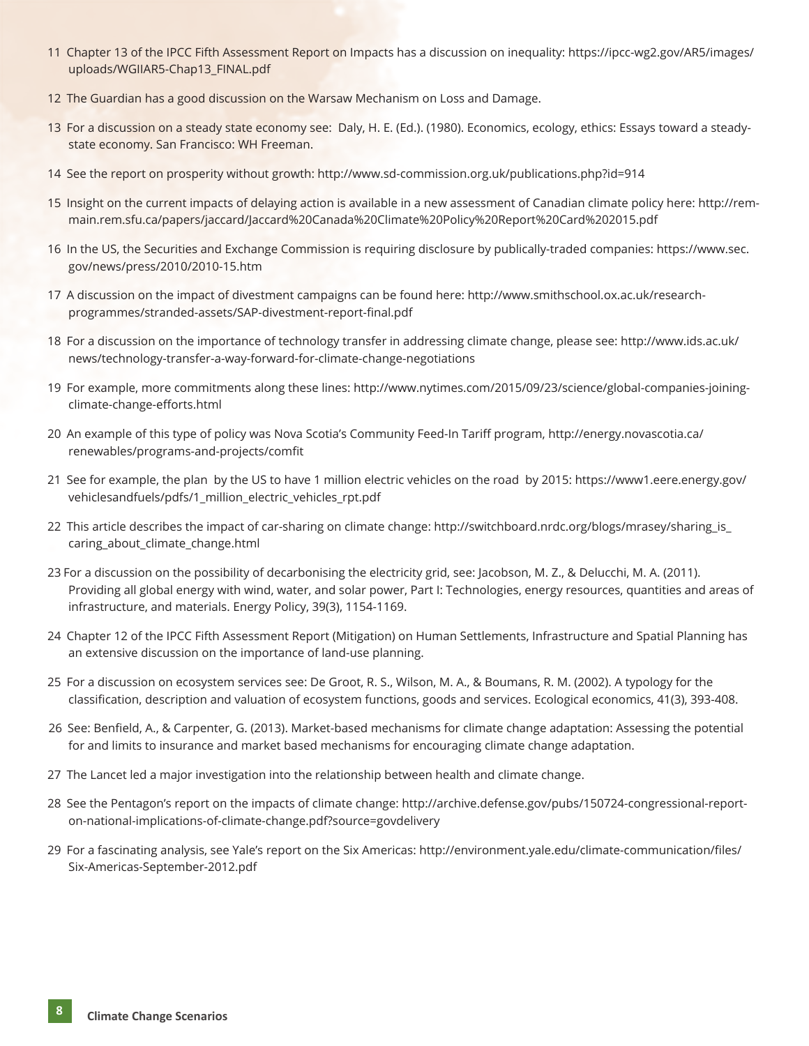11 Chapter 13 of the IPCC Fifth Assessment Report on Impacts has a discussion on inequality: https://ipcc-wg2.gov/AR5/images/uploads/WGIIAR5-Chap13_FINAL.pdf

12 The Guardian has a good discussion on the Warsaw Mechanism on Loss and Damage.

13 For a discussion on a steady state economy see: Daly, H. E. (Ed.). (1980). Economics, ecology, ethics: Essays toward a steady-state economy. San Francisco: WH Freeman.

14 See the report on prosperity without growth: http://www.sd-commission.org.uk/publications.php?id=914

15 Insight on the current impacts of delaying action is available in a new assessment of Canadian climate policy here: http://rem-main.rem.sfu.ca/papers/jaccard/Jaccard%20Canada%20Climate%20Policy%20Report%20Card%202015.pdf

16 In the US, the Securities and Exchange Commission is requiring disclosure by publically-traded companies: https://www.sec.gov/news/press/2010/2010-15.htm

17 A discussion on the impact of divestment campaigns can be found here: http://www.smithschool.ox.ac.uk/research-programmes/stranded-assets/SAP-divestment-report-final.pdf

18 For a discussion on the importance of technology transfer in addressing climate change, please see: http://www.ids.ac.uk/news/technology-transfer-a-way-forward-for-climate-change-negotiations

19 For example, more commitments along these lines: http://www.nytimes.com/2015/09/23/science/global-companies-joining-climate-change-efforts.html

20 An example of this type of policy was Nova Scotia's Community Feed-In Tariff program, http://energy.novascotia.ca/renewables/programs-and-projects/comfit

21 See for example, the plan by the US to have 1 million electric vehicles on the road by 2015: https://www1.eere.energy.gov/vehiclesandfuels/pdfs/1_million_electric_vehicles_rpt.pdf

22 This article describes the impact of car-sharing on climate change: http://switchboard.nrdc.org/blogs/mrasey/sharing_is_caring_about_climate_change.html

23 For a discussion on the possibility of decarbonising the electricity grid, see: Jacobson, M. Z., & Delucchi, M. A. (2011). Providing all global energy with wind, water, and solar power, Part I: Technologies, energy resources, quantities and areas of infrastructure, and materials. Energy Policy, 39(3), 1154-1169.

24 Chapter 12 of the IPCC Fifth Assessment Report (Mitigation) on Human Settlements, Infrastructure and Spatial Planning has an extensive discussion on the importance of land-use planning.

25 For a discussion on ecosystem services see: De Groot, R. S., Wilson, M. A., & Boumans, R. M. (2002). A typology for the classification, description and valuation of ecosystem functions, goods and services. Ecological economics, 41(3), 393-408.

26 See: Benfield, A., & Carpenter, G. (2013). Market-based mechanisms for climate change adaptation: Assessing the potential for and limits to insurance and market based mechanisms for encouraging climate change adaptation.

27 The Lancet led a major investigation into the relationship between health and climate change.

28 See the Pentagon's report on the impacts of climate change: http://archive.defense.gov/pubs/150724-congressional-report-on-national-implications-of-climate-change.pdf?source=govdelivery

29 For a fascinating analysis, see Yale's report on the Six Americas: http://environment.yale.edu/climate-communication/files/Six-Americas-September-2012.pdf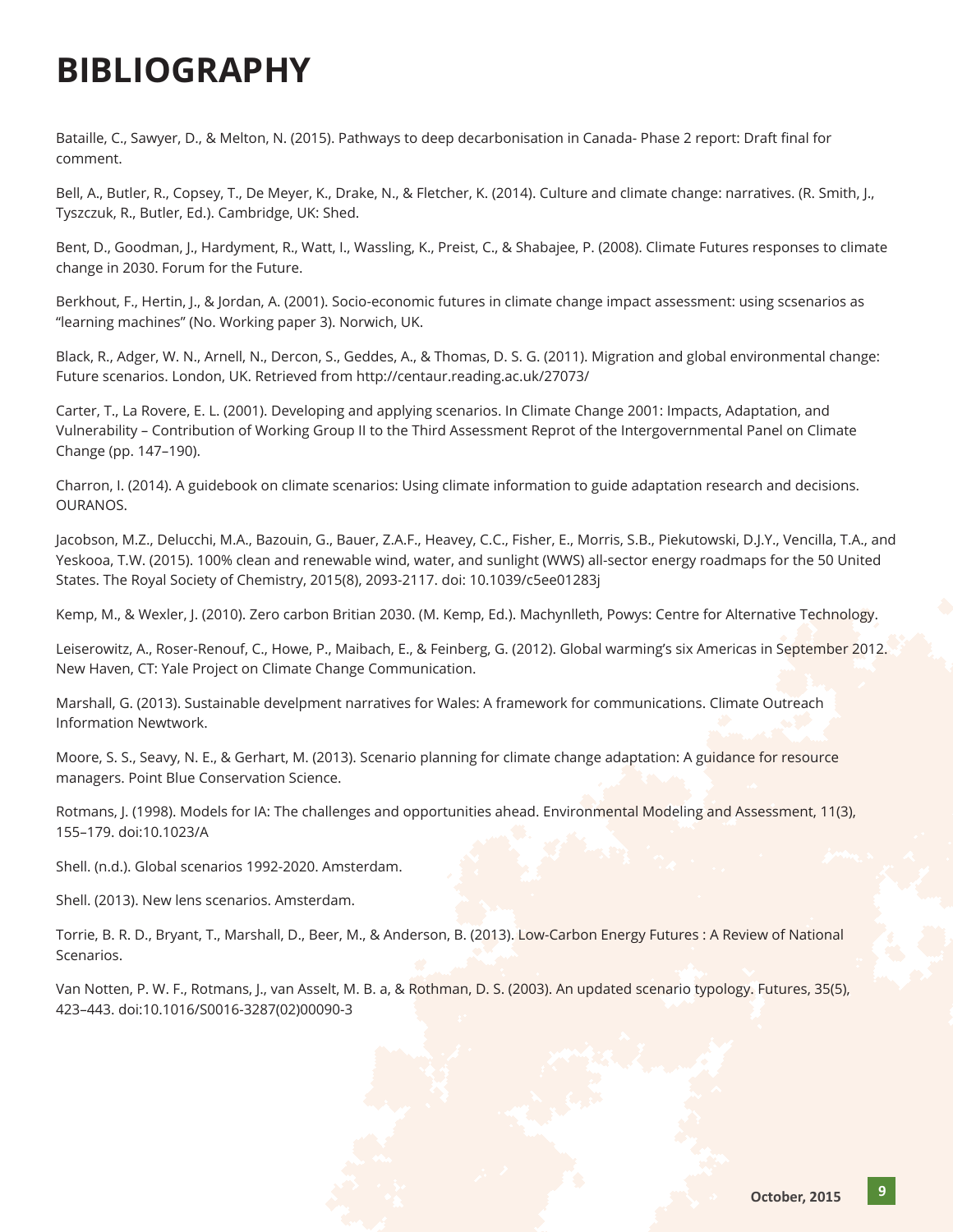# BIBLIOGRAPHY

Bataille, C., Sawyer, D., & Melton, N. (2015). Pathways to deep decarbonisation in Canada- Phase 2 report: Draft final for comment.

Bell, A., Butler, R., Copsey, T., De Meyer, K., Drake, N., & Fletcher, K. (2014). Culture and climate change: narratives. (R. Smith, J., Tyszczuk, R., Butler, Ed.). Cambridge, UK: Shed.

Bent, D., Goodman, J., Hardyment, R., Watt, I., Wassling, K., Preist, C., & Shabajee, P. (2008). Climate Futures responses to climate change in 2030. Forum for the Future.

Berkhout, F., Hertin, J., & Jordan, A. (2001). Socio-economic futures in climate change impact assessment: using scscenarios as "learning machines" (No. Working paper 3). Norwich, UK.

Black, R., Adger, W. N., Arnell, N., Dercon, S., Geddes, A., & Thomas, D. S. G. (2011). Migration and global environmental change: Future scenarios. London, UK. Retrieved from http://centaur.reading.ac.uk/27073/

Carter, T., La Rovere, E. L. (2001). Developing and applying scenarios. In Climate Change 2001: Impacts, Adaptation, and Vulnerability – Contribution of Working Group II to the Third Assessment Reprot of the Intergovernmental Panel on Climate Change (pp. 147–190).

Charron, I. (2014). A guidebook on climate scenarios: Using climate information to guide adaptation research and decisions. OURANOS.

Jacobson, M.Z., Delucchi, M.A., Bazouin, G., Bauer, Z.A.F., Heavey, C.C., Fisher, E., Morris, S.B., Piekutowski, D.J.Y., Vencilla, T.A., and Yeskooa, T.W. (2015). 100% clean and renewable wind, water, and sunlight (WWS) all-sector energy roadmaps for the 50 United States. The Royal Society of Chemistry, 2015(8), 2093-2117. doi: 10.1039/c5ee01283j

Kemp, M., & Wexler, J. (2010). Zero carbon Britian 2030. (M. Kemp, Ed.). Machynlleth, Powys: Centre for Alternative Technology.

Leiserowitz, A., Roser-Renouf, C., Howe, P., Maibach, E., & Feinberg, G. (2012). Global warming's six Americas in September 2012. New Haven, CT: Yale Project on Climate Change Communication.

Marshall, G. (2013). Sustainable develpment narratives for Wales: A framework for communications. Climate Outreach Information Newtwork.

Moore, S. S., Seavy, N. E., & Gerhart, M. (2013). Scenario planning for climate change adaptation: A guidance for resource managers. Point Blue Conservation Science.

Rotmans, J. (1998). Models for IA: The challenges and opportunities ahead. Environmental Modeling and Assessment, 11(3), 155–179. doi:10.1023/A

Shell. (n.d.). Global scenarios 1992-2020. Amsterdam.

Shell. (2013). New lens scenarios. Amsterdam.

Torrie, B. R. D., Bryant, T., Marshall, D., Beer, M., & Anderson, B. (2013). Low-Carbon Energy Futures : A Review of National Scenarios.

Van Notten, P. W. F., Rotmans, J., van Asselt, M. B. a, & Rothman, D. S. (2003). An updated scenario typology. Futures, 35(5), 423–443. doi:10.1016/S0016-3287(02)00090-3